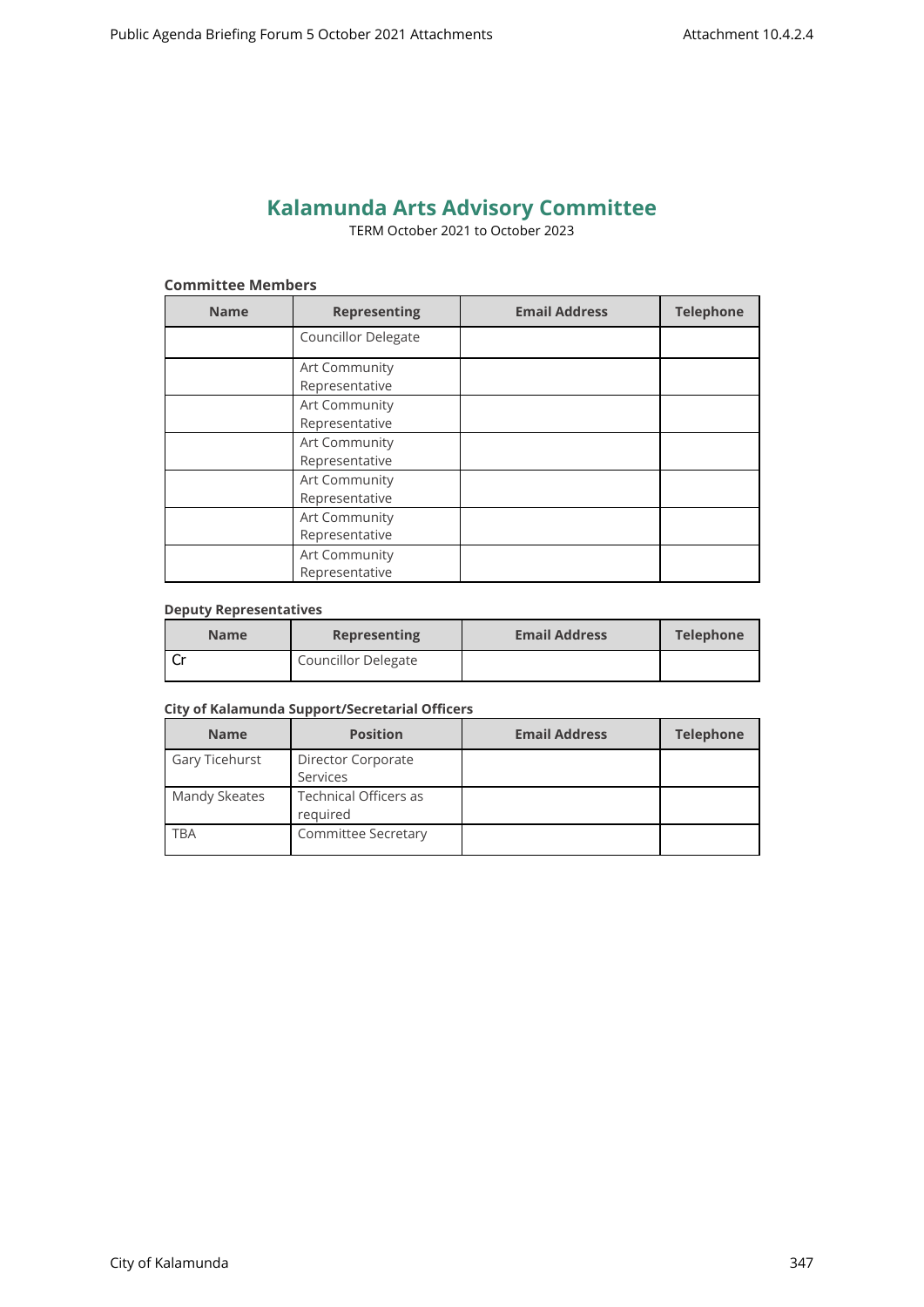# Kalamunda Arts Advisory Committee

TERM October 2021 to October 2023

**Committee Members**

| Name | Representing | Email Address | Telephone |
|---|---|---|---|
| | Councillor Delegate | | |
| | Art Community Representative | | |
| | Art Community Representative | | |
| | Art Community Representative | | |
| | Art Community Representative | | |
| | Art Community Representative | | |
| | Art Community Representative | | |

**Deputy Representatives**

| Name | Representing | Email Address | Telephone |
|---|---|---|---|
| Cr | Councillor Delegate | | |

**City of Kalamunda Support/Secretarial Officers**

| Name | Position | Email Address | Telephone |
|---|---|---|---|
| Gary Ticehurst | Director Corporate Services | | |
| Mandy Skeates | Technical Officers as required | | |
| TBA | Committee Secretary | | |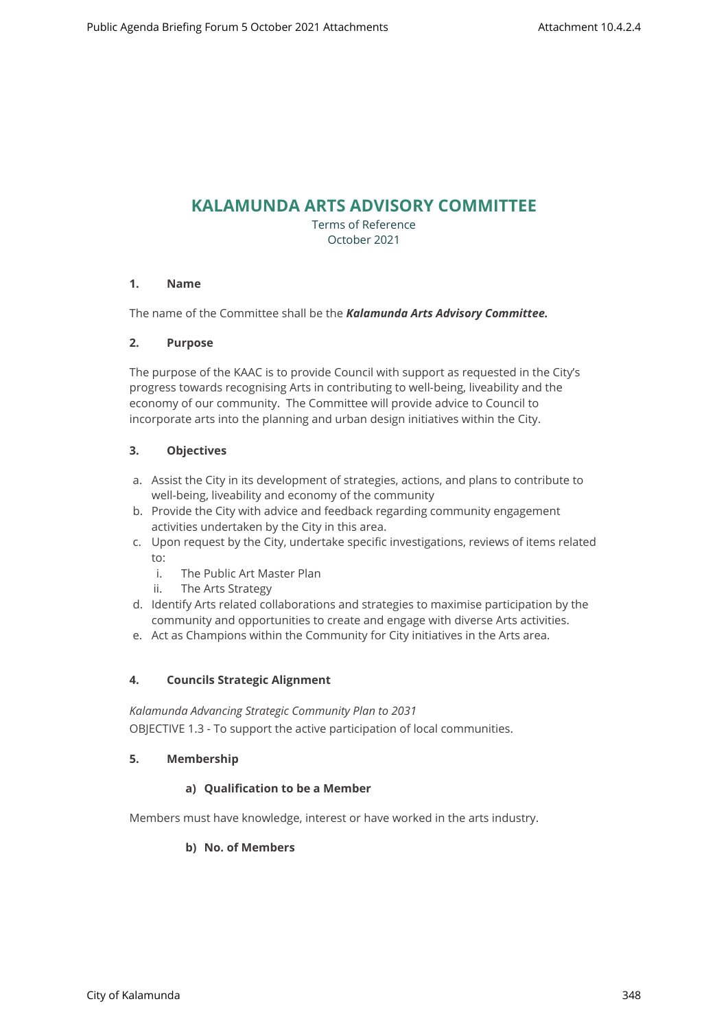# KALAMUNDA ARTS ADVISORY COMMITTEE

Terms of Reference
October 2021

## 1. Name

The name of the Committee shall be the ***Kalamunda Arts Advisory Committee.***

## 2. Purpose

The purpose of the KAAC is to provide Council with support as requested in the City's progress towards recognising Arts in contributing to well-being, liveability and the economy of our community. The Committee will provide advice to Council to incorporate arts into the planning and urban design initiatives within the City.

## 3. Objectives

a. Assist the City in its development of strategies, actions, and plans to contribute to well-being, liveability and economy of the community
b. Provide the City with advice and feedback regarding community engagement activities undertaken by the City in this area.
c. Upon request by the City, undertake specific investigations, reviews of items related to:
   i. The Public Art Master Plan
   ii. The Arts Strategy
d. Identify Arts related collaborations and strategies to maximise participation by the community and opportunities to create and engage with diverse Arts activities.
e. Act as Champions within the Community for City initiatives in the Arts area.

## 4. Councils Strategic Alignment

*Kalamunda Advancing Strategic Community Plan to 2031*
OBJECTIVE 1.3 - To support the active participation of local communities.

## 5. Membership

### a) Qualification to be a Member

Members must have knowledge, interest or have worked in the arts industry.

### b) No. of Members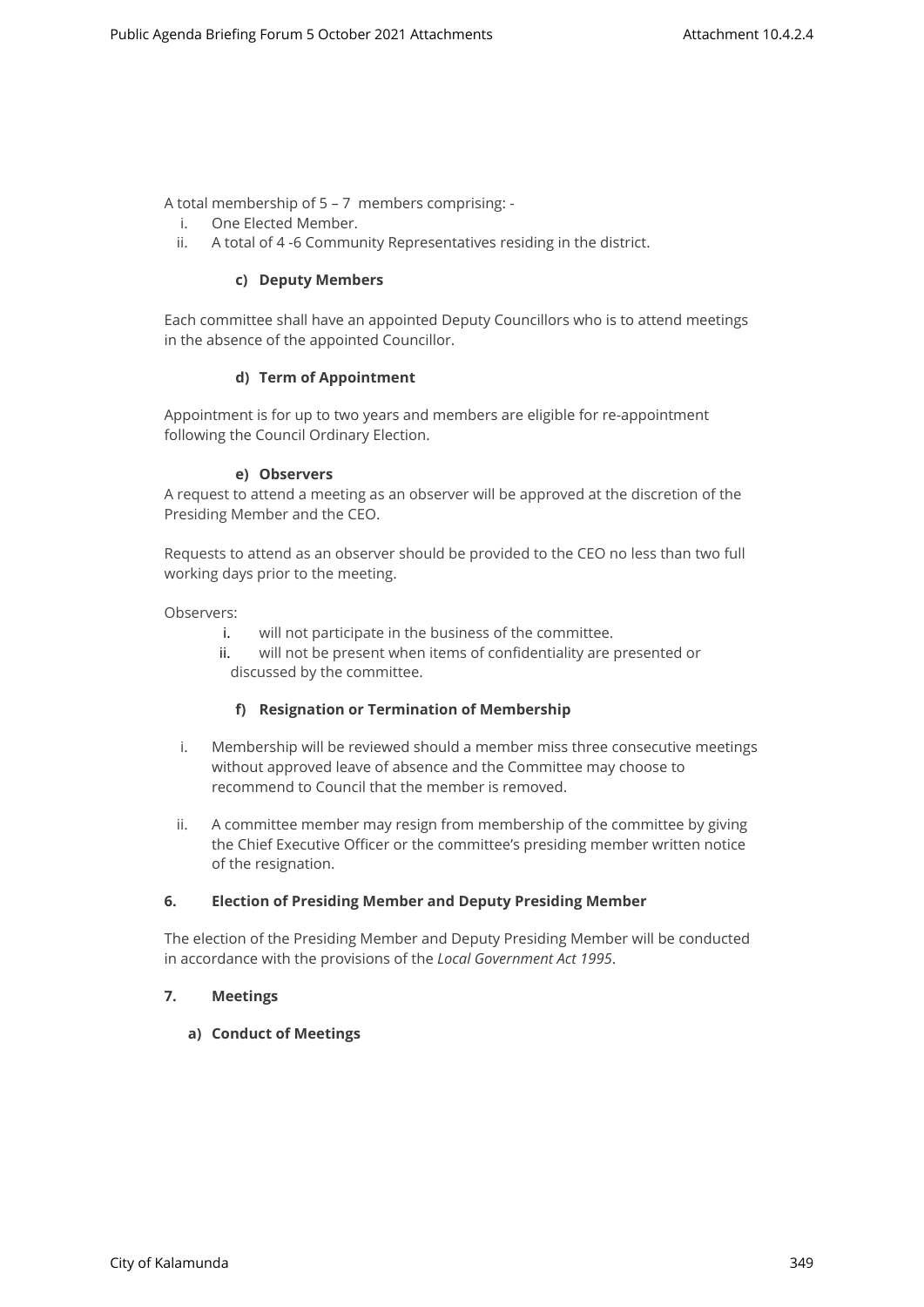A total membership of 5 – 7 members comprising: -

i. One Elected Member.
ii. A total of 4 -6 Community Representatives residing in the district.

**c) Deputy Members**

Each committee shall have an appointed Deputy Councillors who is to attend meetings in the absence of the appointed Councillor.

**d) Term of Appointment**

Appointment is for up to two years and members are eligible for re-appointment following the Council Ordinary Election.

**e) Observers**

A request to attend a meeting as an observer will be approved at the discretion of the Presiding Member and the CEO.

Requests to attend as an observer should be provided to the CEO no less than two full working days prior to the meeting.

Observers:

i. will not participate in the business of the committee.
ii. will not be present when items of confidentiality are presented or discussed by the committee.

**f) Resignation or Termination of Membership**

i. Membership will be reviewed should a member miss three consecutive meetings without approved leave of absence and the Committee may choose to recommend to Council that the member is removed.

ii. A committee member may resign from membership of the committee by giving the Chief Executive Officer or the committee's presiding member written notice of the resignation.

**6. Election of Presiding Member and Deputy Presiding Member**

The election of the Presiding Member and Deputy Presiding Member will be conducted in accordance with the provisions of the *Local Government Act 1995*.

**7. Meetings**

**a) Conduct of Meetings**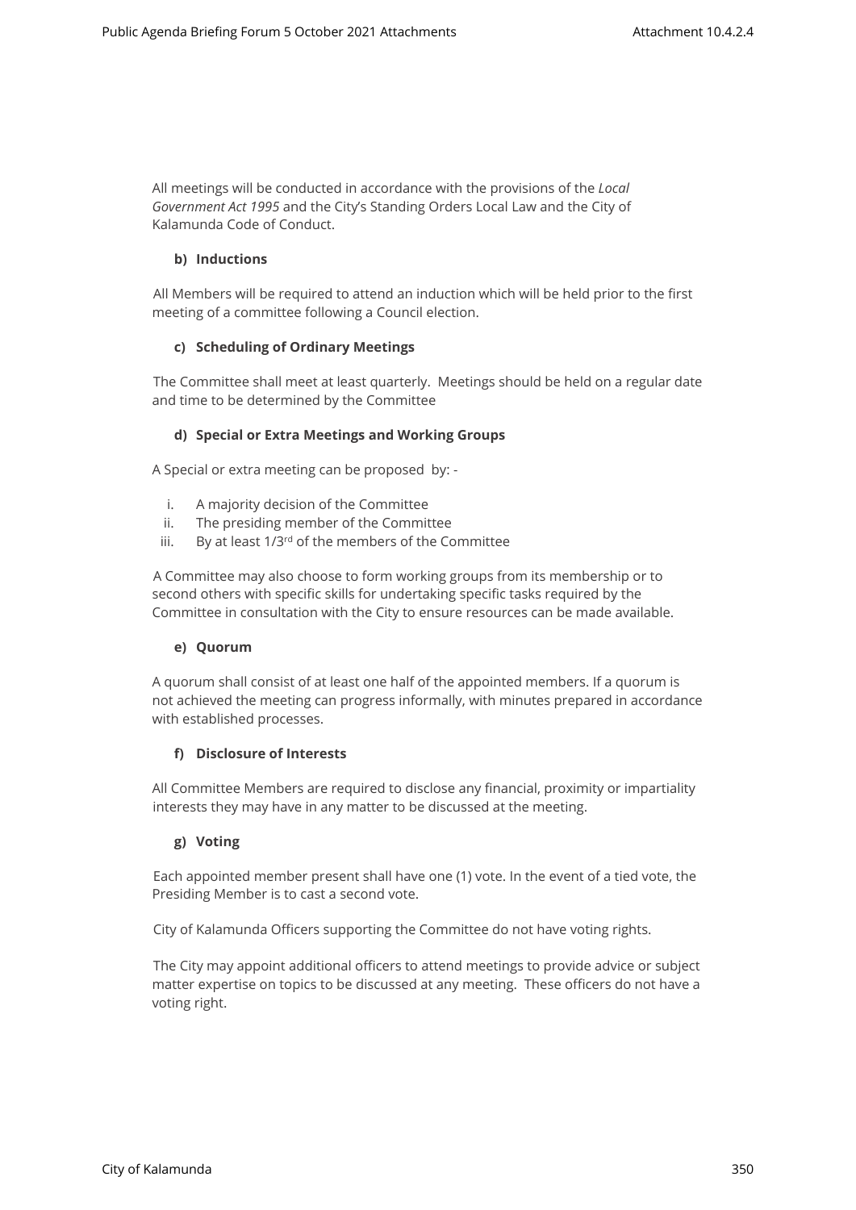All meetings will be conducted in accordance with the provisions of the *Local Government Act 1995* and the City's Standing Orders Local Law and the City of Kalamunda Code of Conduct.

**b) Inductions**

All Members will be required to attend an induction which will be held prior to the first meeting of a committee following a Council election.

**c) Scheduling of Ordinary Meetings**

The Committee shall meet at least quarterly. Meetings should be held on a regular date and time to be determined by the Committee

**d) Special or Extra Meetings and Working Groups**

A Special or extra meeting can be proposed by: -

i. A majority decision of the Committee
ii. The presiding member of the Committee
iii. By at least 1/3rd of the members of the Committee

A Committee may also choose to form working groups from its membership or to second others with specific skills for undertaking specific tasks required by the Committee in consultation with the City to ensure resources can be made available.

**e) Quorum**

A quorum shall consist of at least one half of the appointed members. If a quorum is not achieved the meeting can progress informally, with minutes prepared in accordance with established processes.

**f) Disclosure of Interests**

All Committee Members are required to disclose any financial, proximity or impartiality interests they may have in any matter to be discussed at the meeting.

**g) Voting**

Each appointed member present shall have one (1) vote. In the event of a tied vote, the Presiding Member is to cast a second vote.

City of Kalamunda Officers supporting the Committee do not have voting rights.

The City may appoint additional officers to attend meetings to provide advice or subject matter expertise on topics to be discussed at any meeting. These officers do not have a voting right.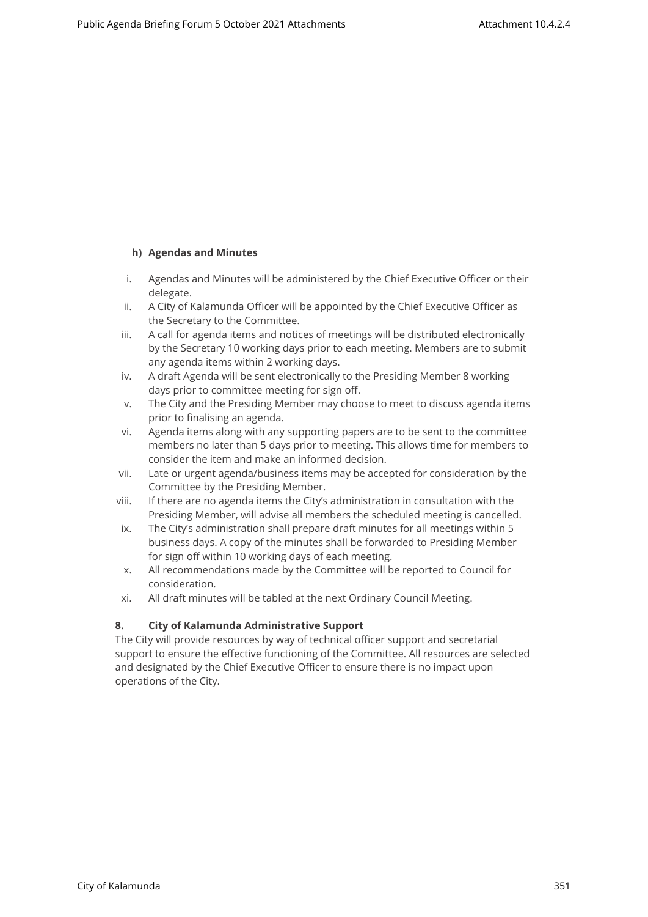**h) Agendas and Minutes**

i. Agendas and Minutes will be administered by the Chief Executive Officer or their delegate.
ii. A City of Kalamunda Officer will be appointed by the Chief Executive Officer as the Secretary to the Committee.
iii. A call for agenda items and notices of meetings will be distributed electronically by the Secretary 10 working days prior to each meeting. Members are to submit any agenda items within 2 working days.
iv. A draft Agenda will be sent electronically to the Presiding Member 8 working days prior to committee meeting for sign off.
v. The City and the Presiding Member may choose to meet to discuss agenda items prior to finalising an agenda.
vi. Agenda items along with any supporting papers are to be sent to the committee members no later than 5 days prior to meeting. This allows time for members to consider the item and make an informed decision.
vii. Late or urgent agenda/business items may be accepted for consideration by the Committee by the Presiding Member.
viii. If there are no agenda items the City's administration in consultation with the Presiding Member, will advise all members the scheduled meeting is cancelled.
ix. The City's administration shall prepare draft minutes for all meetings within 5 business days. A copy of the minutes shall be forwarded to Presiding Member for sign off within 10 working days of each meeting.
x. All recommendations made by the Committee will be reported to Council for consideration.
xi. All draft minutes will be tabled at the next Ordinary Council Meeting.

**8. City of Kalamunda Administrative Support**

The City will provide resources by way of technical officer support and secretarial support to ensure the effective functioning of the Committee. All resources are selected and designated by the Chief Executive Officer to ensure there is no impact upon operations of the City.